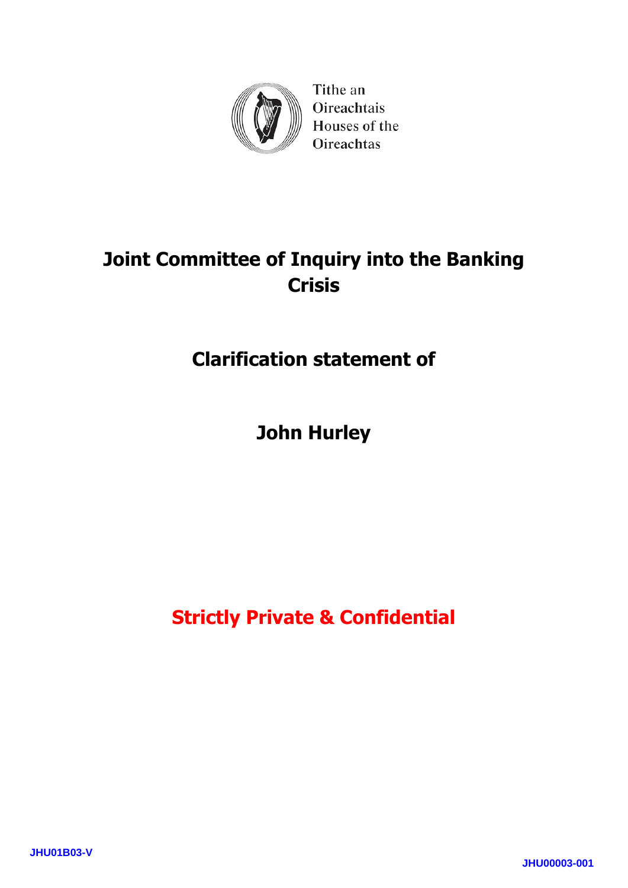Tithe an Oireachtais
Houses of the Oireachtas

# Joint Committee of Inquiry into the Banking Crisis

## Clarification statement of

## John Hurley

**Strictly Private & Confidential**

JHU01B03-V

JHU00003-001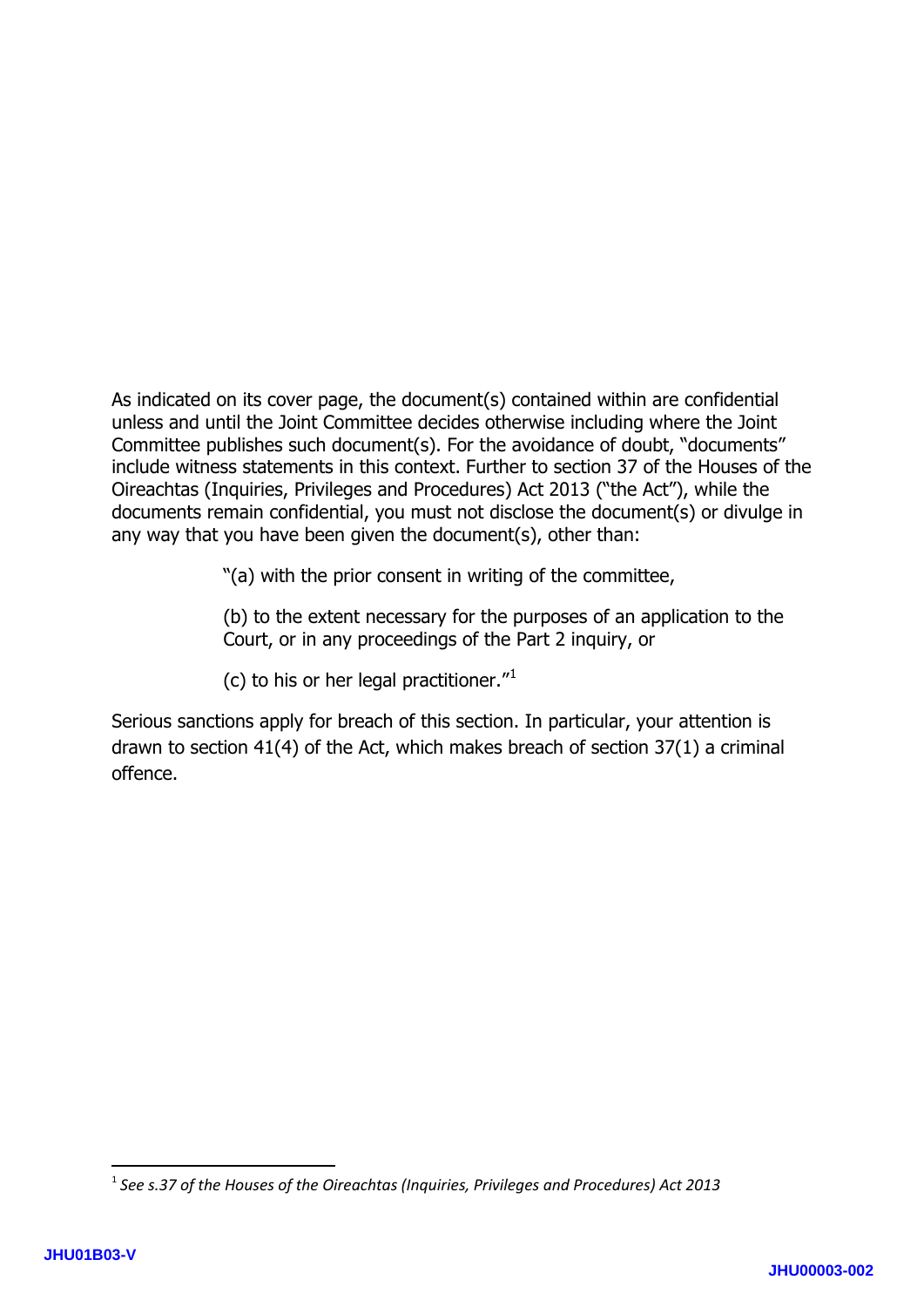As indicated on its cover page, the document(s) contained within are confidential unless and until the Joint Committee decides otherwise including where the Joint Committee publishes such document(s). For the avoidance of doubt, "documents" include witness statements in this context. Further to section 37 of the Houses of the Oireachtas (Inquiries, Privileges and Procedures) Act 2013 ("the Act"), while the documents remain confidential, you must not disclose the document(s) or divulge in any way that you have been given the document(s), other than:

> "(a) with the prior consent in writing of the committee,
>
> (b) to the extent necessary for the purposes of an application to the Court, or in any proceedings of the Part 2 inquiry, or
>
> (c) to his or her legal practitioner."[1]

Serious sanctions apply for breach of this section. In particular, your attention is drawn to section 41(4) of the Act, which makes breach of section 37(1) a criminal offence.

---

[1] *See s.37 of the Houses of the Oireachtas (Inquiries, Privileges and Procedures) Act 2013*

JHU01B03-V

JHU00003-002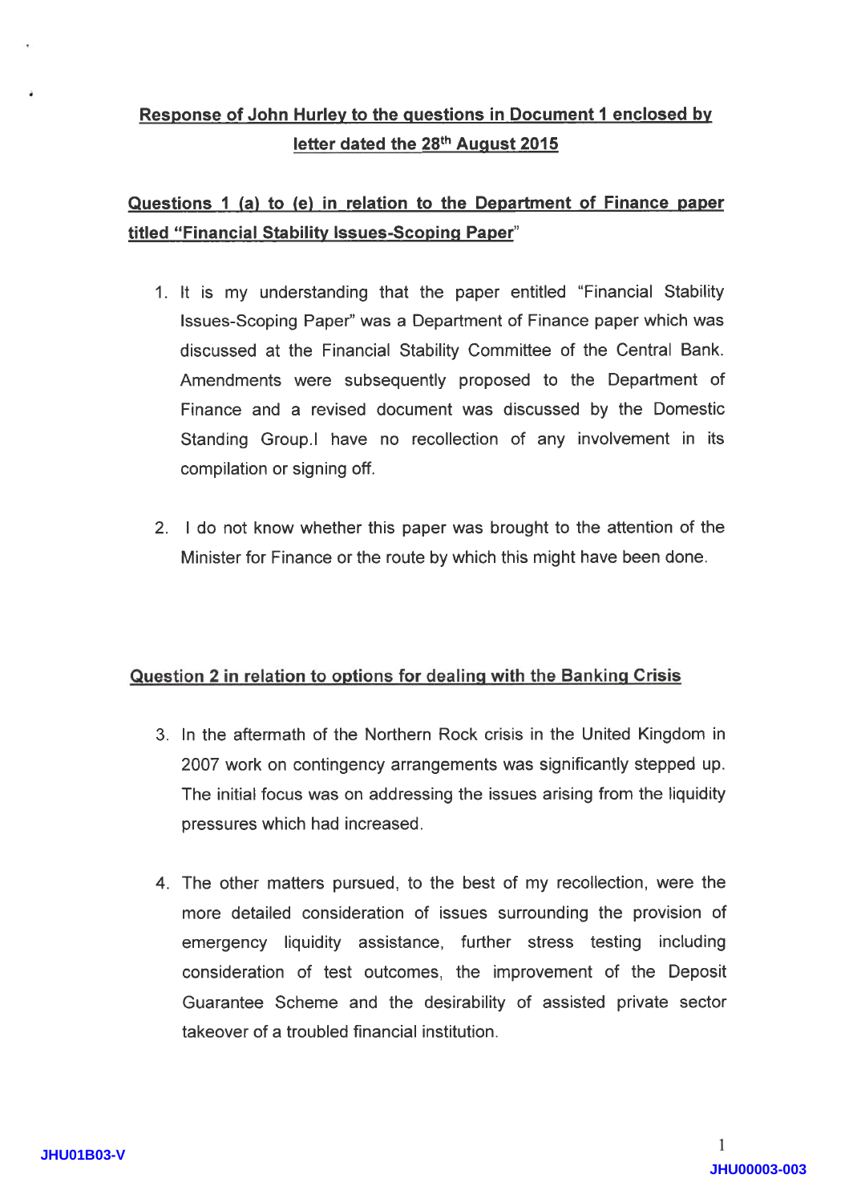**Response of John Hurley to the questions in Document 1 enclosed by letter dated the 28th August 2015**

**Questions 1 (a) to (e) in relation to the Department of Finance paper titled "Financial Stability Issues-Scoping Paper"**

1. It is my understanding that the paper entitled "Financial Stability Issues-Scoping Paper" was a Department of Finance paper which was discussed at the Financial Stability Committee of the Central Bank. Amendments were subsequently proposed to the Department of Finance and a revised document was discussed by the Domestic Standing Group.I have no recollection of any involvement in its compilation or signing off.

2. I do not know whether this paper was brought to the attention of the Minister for Finance or the route by which this might have been done.

**Question 2 in relation to options for dealing with the Banking Crisis**

3. In the aftermath of the Northern Rock crisis in the United Kingdom in 2007 work on contingency arrangements was significantly stepped up. The initial focus was on addressing the issues arising from the liquidity pressures which had increased.

4. The other matters pursued, to the best of my recollection, were the more detailed consideration of issues surrounding the provision of emergency liquidity assistance, further stress testing including consideration of test outcomes, the improvement of the Deposit Guarantee Scheme and the desirability of assisted private sector takeover of a troubled financial institution.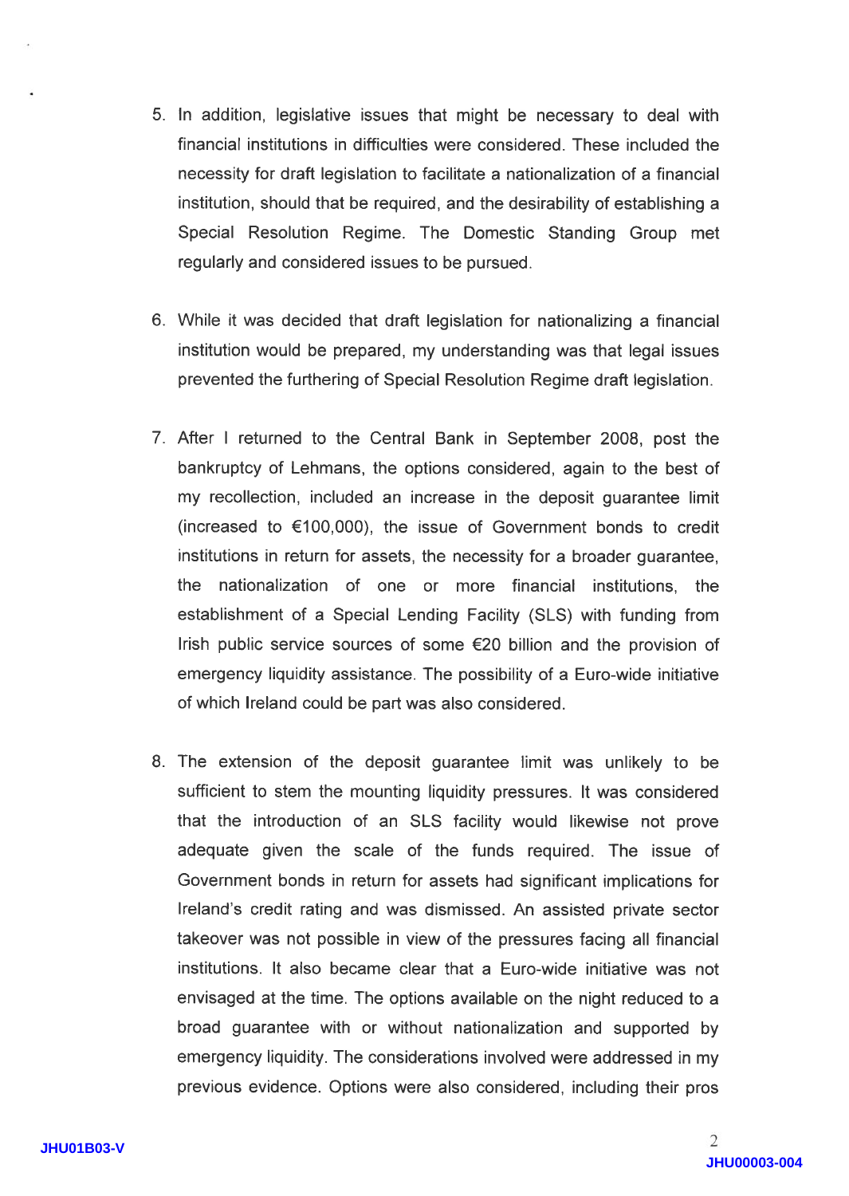5. In addition, legislative issues that might be necessary to deal with financial institutions in difficulties were considered. These included the necessity for draft legislation to facilitate a nationalization of a financial institution, should that be required, and the desirability of establishing a Special Resolution Regime. The Domestic Standing Group met regularly and considered issues to be pursued.

6. While it was decided that draft legislation for nationalizing a financial institution would be prepared, my understanding was that legal issues prevented the furthering of Special Resolution Regime draft legislation.

7. After I returned to the Central Bank in September 2008, post the bankruptcy of Lehmans, the options considered, again to the best of my recollection, included an increase in the deposit guarantee limit (increased to €100,000), the issue of Government bonds to credit institutions in return for assets, the necessity for a broader guarantee, the nationalization of one or more financial institutions, the establishment of a Special Lending Facility (SLS) with funding from Irish public service sources of some €20 billion and the provision of emergency liquidity assistance. The possibility of a Euro-wide initiative of which Ireland could be part was also considered.

8. The extension of the deposit guarantee limit was unlikely to be sufficient to stem the mounting liquidity pressures. It was considered that the introduction of an SLS facility would likewise not prove adequate given the scale of the funds required. The issue of Government bonds in return for assets had significant implications for Ireland's credit rating and was dismissed. An assisted private sector takeover was not possible in view of the pressures facing all financial institutions. It also became clear that a Euro-wide initiative was not envisaged at the time. The options available on the night reduced to a broad guarantee with or without nationalization and supported by emergency liquidity. The considerations involved were addressed in my previous evidence. Options were also considered, including their pros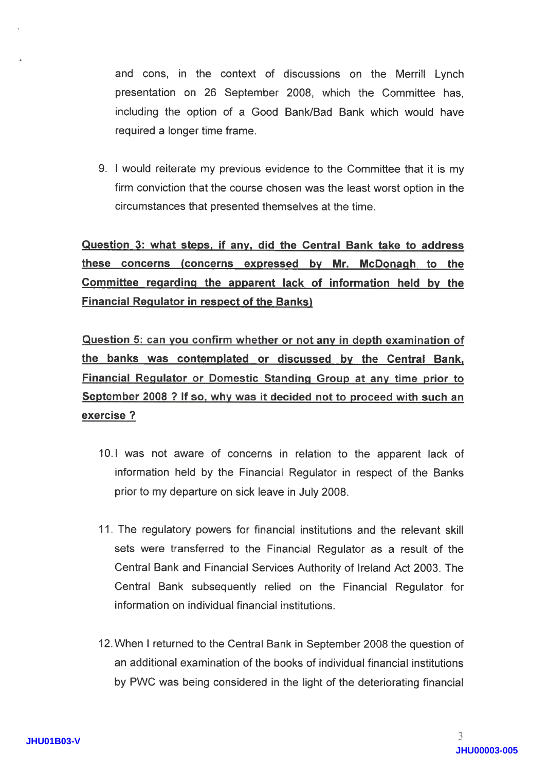and cons, in the context of discussions on the Merrill Lynch presentation on 26 September 2008, which the Committee has, including the option of a Good Bank/Bad Bank which would have required a longer time frame.

9. I would reiterate my previous evidence to the Committee that it is my firm conviction that the course chosen was the least worst option in the circumstances that presented themselves at the time.

**Question 3: what steps, if any, did the Central Bank take to address these concerns (concerns expressed by Mr. McDonagh to the Committee regarding the apparent lack of information held by the Financial Regulator in respect of the Banks)**

**Question 5: can you confirm whether or not any in depth examination of the banks was contemplated or discussed by the Central Bank, Financial Regulator or Domestic Standing Group at any time prior to September 2008 ? If so, why was it decided not to proceed with such an exercise ?**

10. I was not aware of concerns in relation to the apparent lack of information held by the Financial Regulator in respect of the Banks prior to my departure on sick leave in July 2008.

11. The regulatory powers for financial institutions and the relevant skill sets were transferred to the Financial Regulator as a result of the Central Bank and Financial Services Authority of Ireland Act 2003. The Central Bank subsequently relied on the Financial Regulator for information on individual financial institutions.

12. When I returned to the Central Bank in September 2008 the question of an additional examination of the books of individual financial institutions by PWC was being considered in the light of the deteriorating financial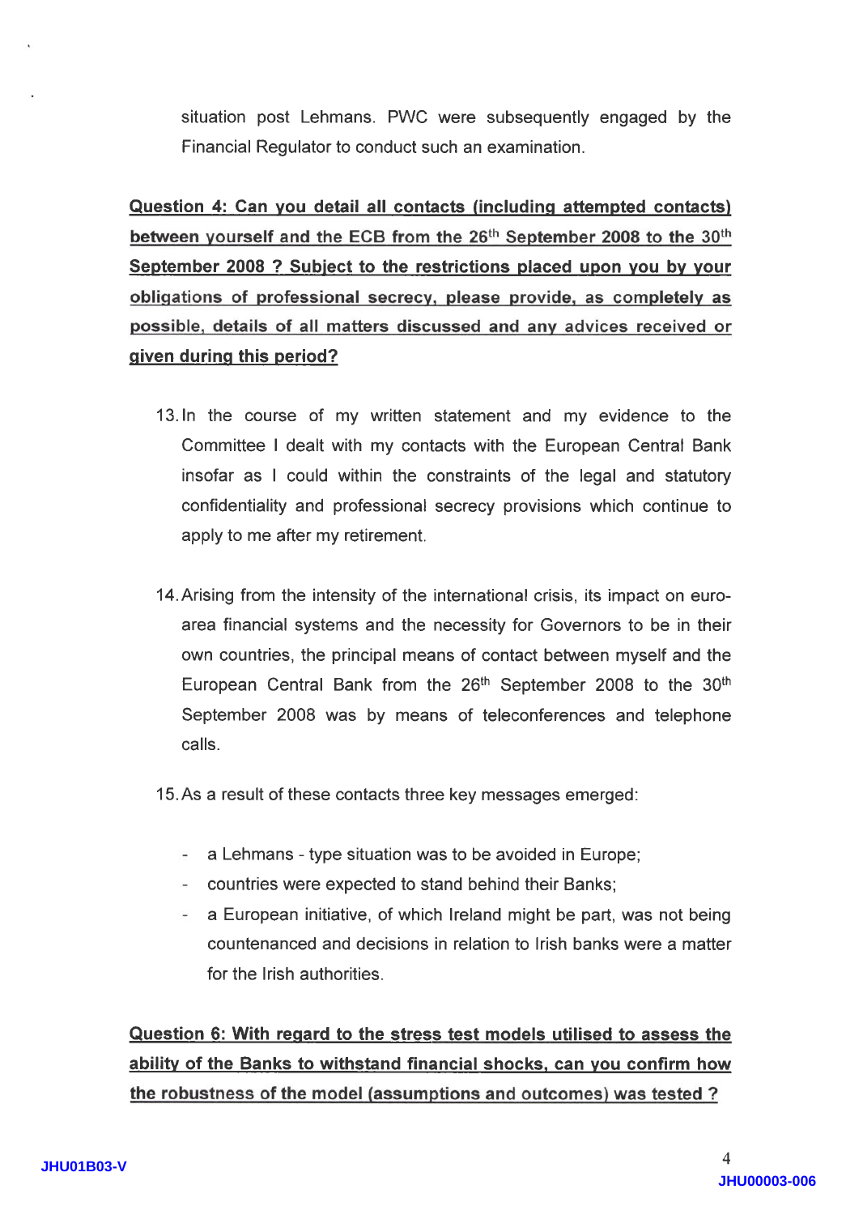situation post Lehmans. PWC were subsequently engaged by the Financial Regulator to conduct such an examination.

**Question 4: Can you detail all contacts (including attempted contacts) between yourself and the ECB from the 26th September 2008 to the 30th September 2008 ? Subject to the restrictions placed upon you by your obligations of professional secrecy, please provide, as completely as possible, details of all matters discussed and any advices received or given during this period?**

13. In the course of my written statement and my evidence to the Committee I dealt with my contacts with the European Central Bank insofar as I could within the constraints of the legal and statutory confidentiality and professional secrecy provisions which continue to apply to me after my retirement.

14. Arising from the intensity of the international crisis, its impact on euro-area financial systems and the necessity for Governors to be in their own countries, the principal means of contact between myself and the European Central Bank from the 26th September 2008 to the 30th September 2008 was by means of teleconferences and telephone calls.

15. As a result of these contacts three key messages emerged:

- a Lehmans - type situation was to be avoided in Europe;
- countries were expected to stand behind their Banks;
- a European initiative, of which Ireland might be part, was not being countenanced and decisions in relation to Irish banks were a matter for the Irish authorities.

**Question 6: With regard to the stress test models utilised to assess the ability of the Banks to withstand financial shocks, can you confirm how the robustness of the model (assumptions and outcomes) was tested ?**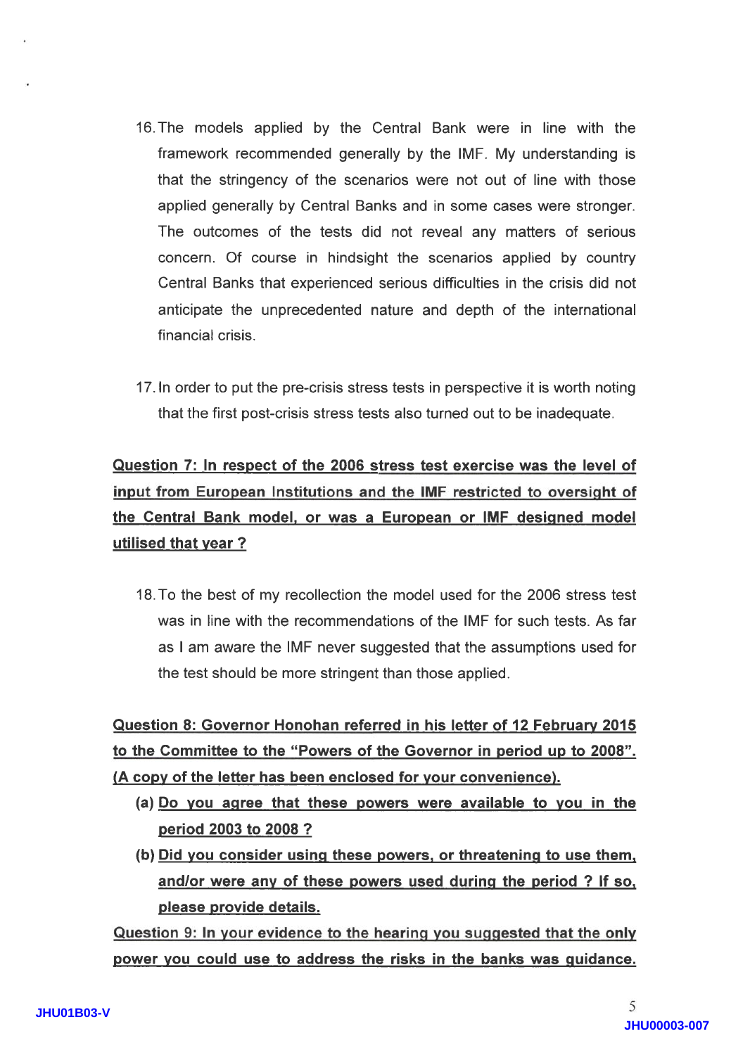16. The models applied by the Central Bank were in line with the framework recommended generally by the IMF. My understanding is that the stringency of the scenarios were not out of line with those applied generally by Central Banks and in some cases were stronger. The outcomes of the tests did not reveal any matters of serious concern. Of course in hindsight the scenarios applied by country Central Banks that experienced serious difficulties in the crisis did not anticipate the unprecedented nature and depth of the international financial crisis.

17. In order to put the pre-crisis stress tests in perspective it is worth noting that the first post-crisis stress tests also turned out to be inadequate.

**Question 7: In respect of the 2006 stress test exercise was the level of input from European Institutions and the IMF restricted to oversight of the Central Bank model, or was a European or IMF designed model utilised that year ?**

18. To the best of my recollection the model used for the 2006 stress test was in line with the recommendations of the IMF for such tests. As far as I am aware the IMF never suggested that the assumptions used for the test should be more stringent than those applied.

**Question 8: Governor Honohan referred in his letter of 12 February 2015 to the Committee to the "Powers of the Governor in period up to 2008". (A copy of the letter has been enclosed for your convenience).**

**(a) Do you agree that these powers were available to you in the period 2003 to 2008 ?**

**(b) Did you consider using these powers, or threatening to use them, and/or were any of these powers used during the period ? If so, please provide details.**

**Question 9: In your evidence to the hearing you suggested that the only power you could use to address the risks in the banks was guidance.**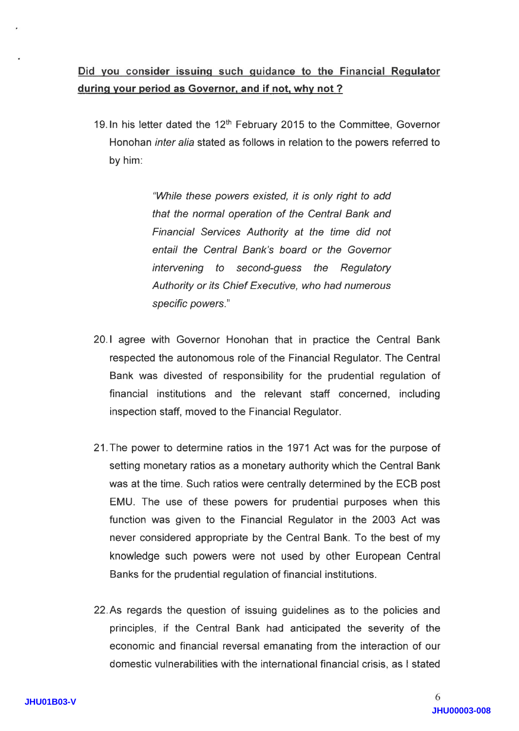**Did you consider issuing such guidance to the Financial Regulator during your period as Governor, and if not, why not ?**

19. In his letter dated the 12th February 2015 to the Committee, Governor Honohan *inter alia* stated as follows in relation to the powers referred to by him:

> *"While these powers existed, it is only right to add that the normal operation of the Central Bank and Financial Services Authority at the time did not entail the Central Bank's board or the Governor intervening to second-guess the Regulatory Authority or its Chief Executive, who had numerous specific powers."*

20. I agree with Governor Honohan that in practice the Central Bank respected the autonomous role of the Financial Regulator. The Central Bank was divested of responsibility for the prudential regulation of financial institutions and the relevant staff concerned, including inspection staff, moved to the Financial Regulator.

21. The power to determine ratios in the 1971 Act was for the purpose of setting monetary ratios as a monetary authority which the Central Bank was at the time. Such ratios were centrally determined by the ECB post EMU. The use of these powers for prudential purposes when this function was given to the Financial Regulator in the 2003 Act was never considered appropriate by the Central Bank. To the best of my knowledge such powers were not used by other European Central Banks for the prudential regulation of financial institutions.

22. As regards the question of issuing guidelines as to the policies and principles, if the Central Bank had anticipated the severity of the economic and financial reversal emanating from the interaction of our domestic vulnerabilities with the international financial crisis, as I stated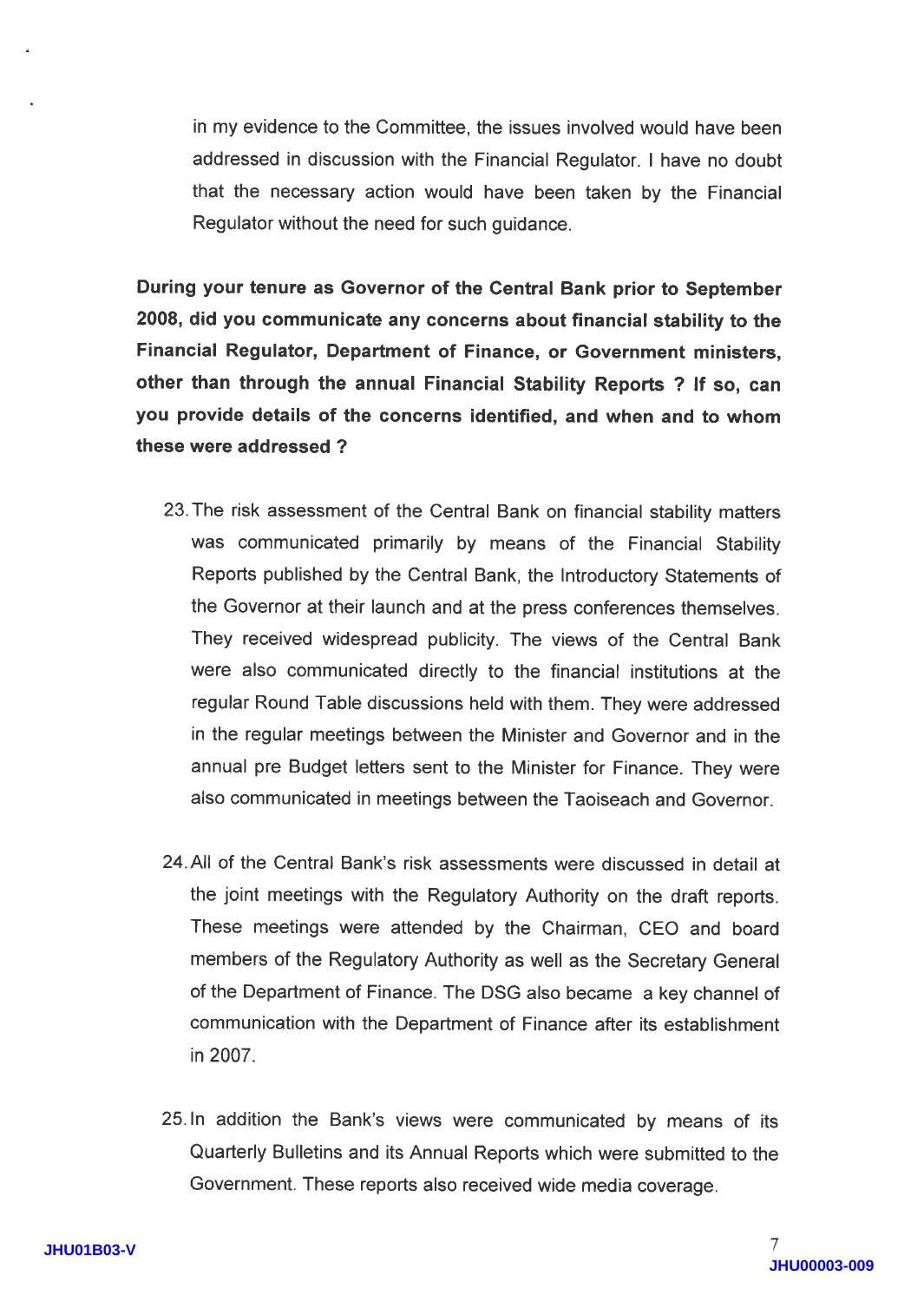in my evidence to the Committee, the issues involved would have been addressed in discussion with the Financial Regulator. I have no doubt that the necessary action would have been taken by the Financial Regulator without the need for such guidance.

**During your tenure as Governor of the Central Bank prior to September 2008, did you communicate any concerns about financial stability to the Financial Regulator, Department of Finance, or Government ministers, other than through the annual Financial Stability Reports ? If so, can you provide details of the concerns identified, and when and to whom these were addressed ?**

23. The risk assessment of the Central Bank on financial stability matters was communicated primarily by means of the Financial Stability Reports published by the Central Bank, the Introductory Statements of the Governor at their launch and at the press conferences themselves. They received widespread publicity. The views of the Central Bank were also communicated directly to the financial institutions at the regular Round Table discussions held with them. They were addressed in the regular meetings between the Minister and Governor and in the annual pre Budget letters sent to the Minister for Finance. They were also communicated in meetings between the Taoiseach and Governor.

24. All of the Central Bank's risk assessments were discussed in detail at the joint meetings with the Regulatory Authority on the draft reports. These meetings were attended by the Chairman, CEO and board members of the Regulatory Authority as well as the Secretary General of the Department of Finance. The DSG also became a key channel of communication with the Department of Finance after its establishment in 2007.

25. In addition the Bank's views were communicated by means of its Quarterly Bulletins and its Annual Reports which were submitted to the Government. These reports also received wide media coverage.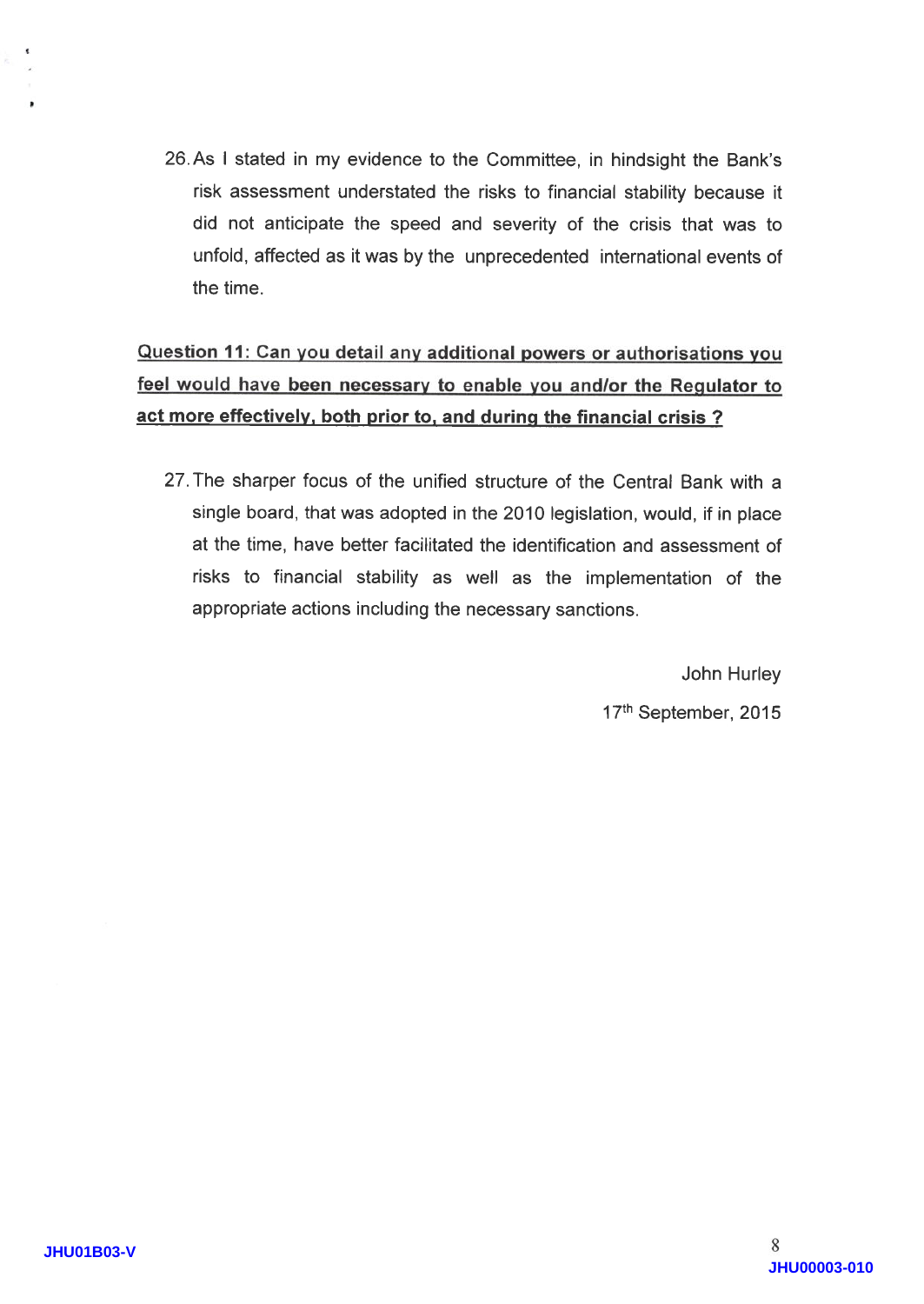26. As I stated in my evidence to the Committee, in hindsight the Bank's risk assessment understated the risks to financial stability because it did not anticipate the speed and severity of the crisis that was to unfold, affected as it was by the unprecedented international events of the time.

**Question 11: Can you detail any additional powers or authorisations you feel would have been necessary to enable you and/or the Regulator to act more effectively, both prior to, and during the financial crisis ?**

27. The sharper focus of the unified structure of the Central Bank with a single board, that was adopted in the 2010 legislation, would, if in place at the time, have better facilitated the identification and assessment of risks to financial stability as well as the implementation of the appropriate actions including the necessary sanctions.

John Hurley

17th September, 2015

JHU01B03-V

JHU00003-010